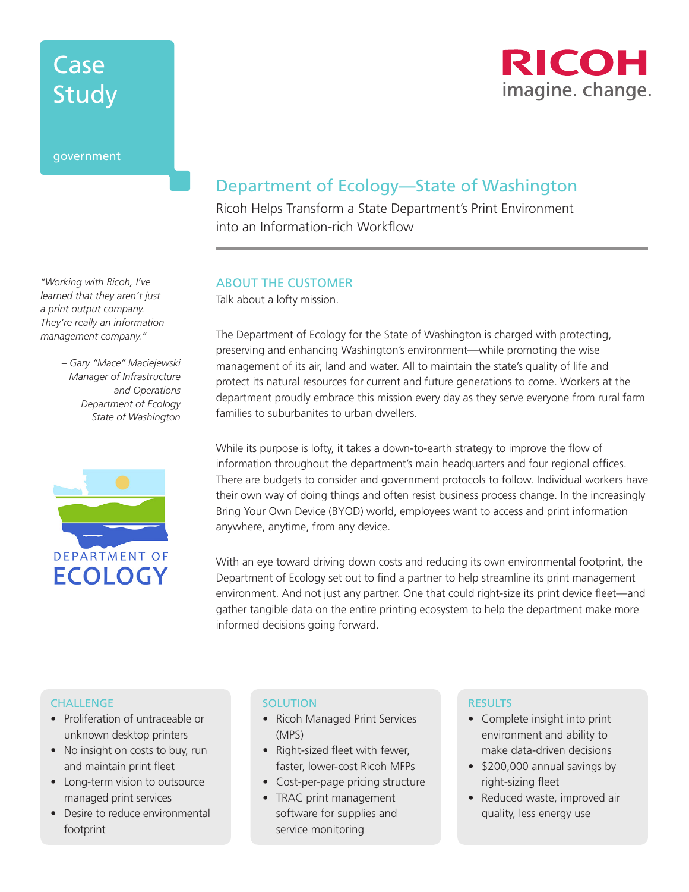Case Study

government

# Department of Ecology—State of Washington

Ricoh Helps Transform a State Department's Print Environment into an Information-rich Workflow

*"Working with Ricoh, I've learned that they aren't just a print output company. They're really an information management company."*

*– Gary "Mace" Maciejewski
Manager of Infrastructure and Operations
Department of Ecology
State of Washington*

DEPARTMENT OF ECOLOGY

## ABOUT THE CUSTOMER

Talk about a lofty mission.

The Department of Ecology for the State of Washington is charged with protecting, preserving and enhancing Washington's environment—while promoting the wise management of its air, land and water. All to maintain the state's quality of life and protect its natural resources for current and future generations to come. Workers at the department proudly embrace this mission every day as they serve everyone from rural farm families to suburbanites to urban dwellers.

While its purpose is lofty, it takes a down-to-earth strategy to improve the flow of information throughout the department's main headquarters and four regional offices. There are budgets to consider and government protocols to follow. Individual workers have their own way of doing things and often resist business process change. In the increasingly Bring Your Own Device (BYOD) world, employees want to access and print information anywhere, anytime, from any device.

With an eye toward driving down costs and reducing its own environmental footprint, the Department of Ecology set out to find a partner to help streamline its print management environment. And not just any partner. One that could right-size its print device fleet—and gather tangible data on the entire printing ecosystem to help the department make more informed decisions going forward.

### CHALLENGE

- Proliferation of untraceable or unknown desktop printers
- No insight on costs to buy, run and maintain print fleet
- Long-term vision to outsource managed print services
- Desire to reduce environmental footprint

### SOLUTION

- Ricoh Managed Print Services (MPS)
- Right-sized fleet with fewer, faster, lower-cost Ricoh MFPs
- Cost-per-page pricing structure
- TRAC print management software for supplies and service monitoring

### RESULTS

- Complete insight into print environment and ability to make data-driven decisions
- $200,000 annual savings by right-sizing fleet
- Reduced waste, improved air quality, less energy use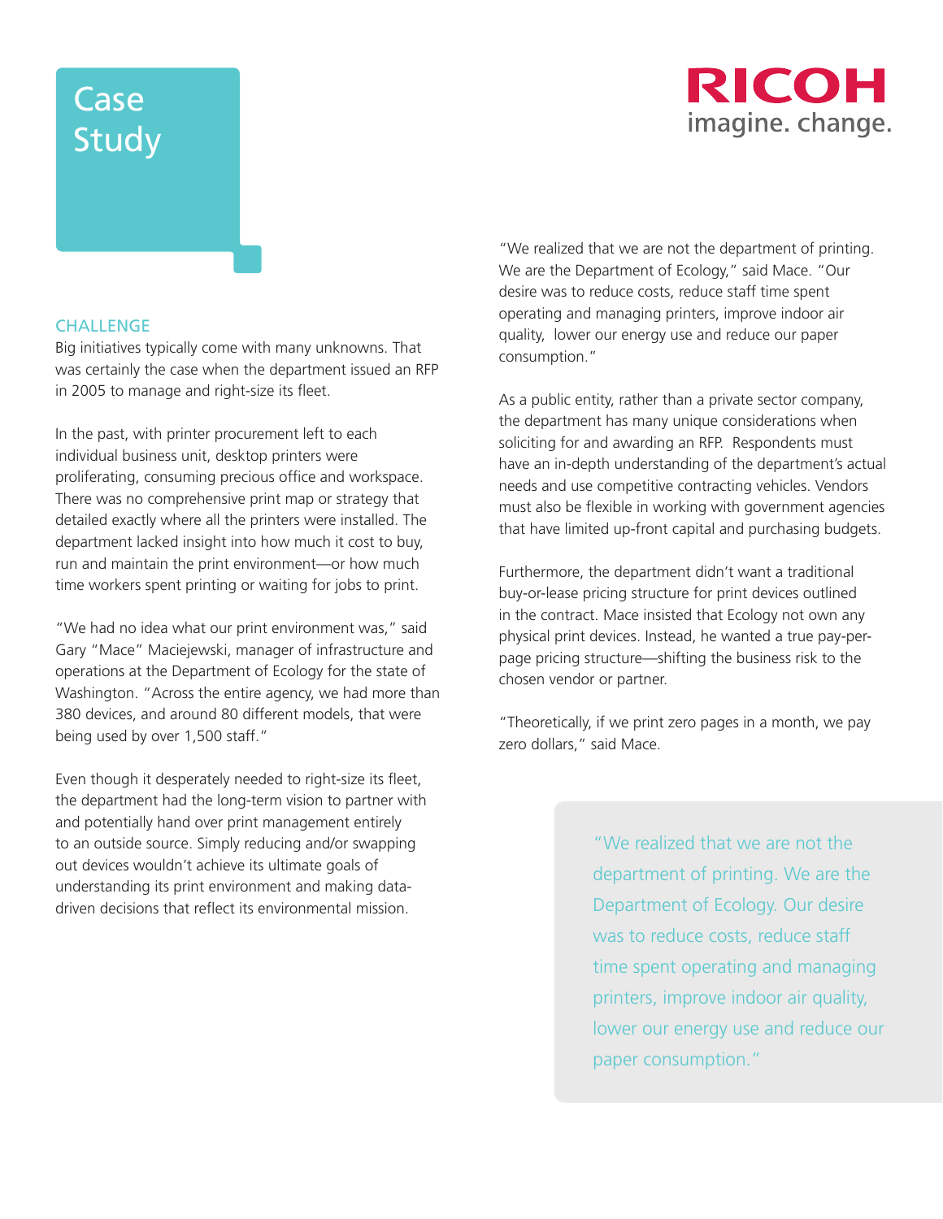# Case Study

## CHALLENGE

Big initiatives typically come with many unknowns. That was certainly the case when the department issued an RFP in 2005 to manage and right-size its fleet.

In the past, with printer procurement left to each individual business unit, desktop printers were proliferating, consuming precious office and workspace. There was no comprehensive print map or strategy that detailed exactly where all the printers were installed. The department lacked insight into how much it cost to buy, run and maintain the print environment—or how much time workers spent printing or waiting for jobs to print.

"We had no idea what our print environment was," said Gary "Mace" Maciejewski, manager of infrastructure and operations at the Department of Ecology for the state of Washington. "Across the entire agency, we had more than 380 devices, and around 80 different models, that were being used by over 1,500 staff."

Even though it desperately needed to right-size its fleet, the department had the long-term vision to partner with and potentially hand over print management entirely to an outside source. Simply reducing and/or swapping out devices wouldn't achieve its ultimate goals of understanding its print environment and making data-driven decisions that reflect its environmental mission.

"We realized that we are not the department of printing. We are the Department of Ecology," said Mace. "Our desire was to reduce costs, reduce staff time spent operating and managing printers, improve indoor air quality, lower our energy use and reduce our paper consumption."

As a public entity, rather than a private sector company, the department has many unique considerations when soliciting for and awarding an RFP. Respondents must have an in-depth understanding of the department's actual needs and use competitive contracting vehicles. Vendors must also be flexible in working with government agencies that have limited up-front capital and purchasing budgets.

Furthermore, the department didn't want a traditional buy-or-lease pricing structure for print devices outlined in the contract. Mace insisted that Ecology not own any physical print devices. Instead, he wanted a true pay-per-page pricing structure—shifting the business risk to the chosen vendor or partner.

"Theoretically, if we print zero pages in a month, we pay zero dollars," said Mace.

> "We realized that we are not the department of printing. We are the Department of Ecology. Our desire was to reduce costs, reduce staff time spent operating and managing printers, improve indoor air quality, lower our energy use and reduce our paper consumption."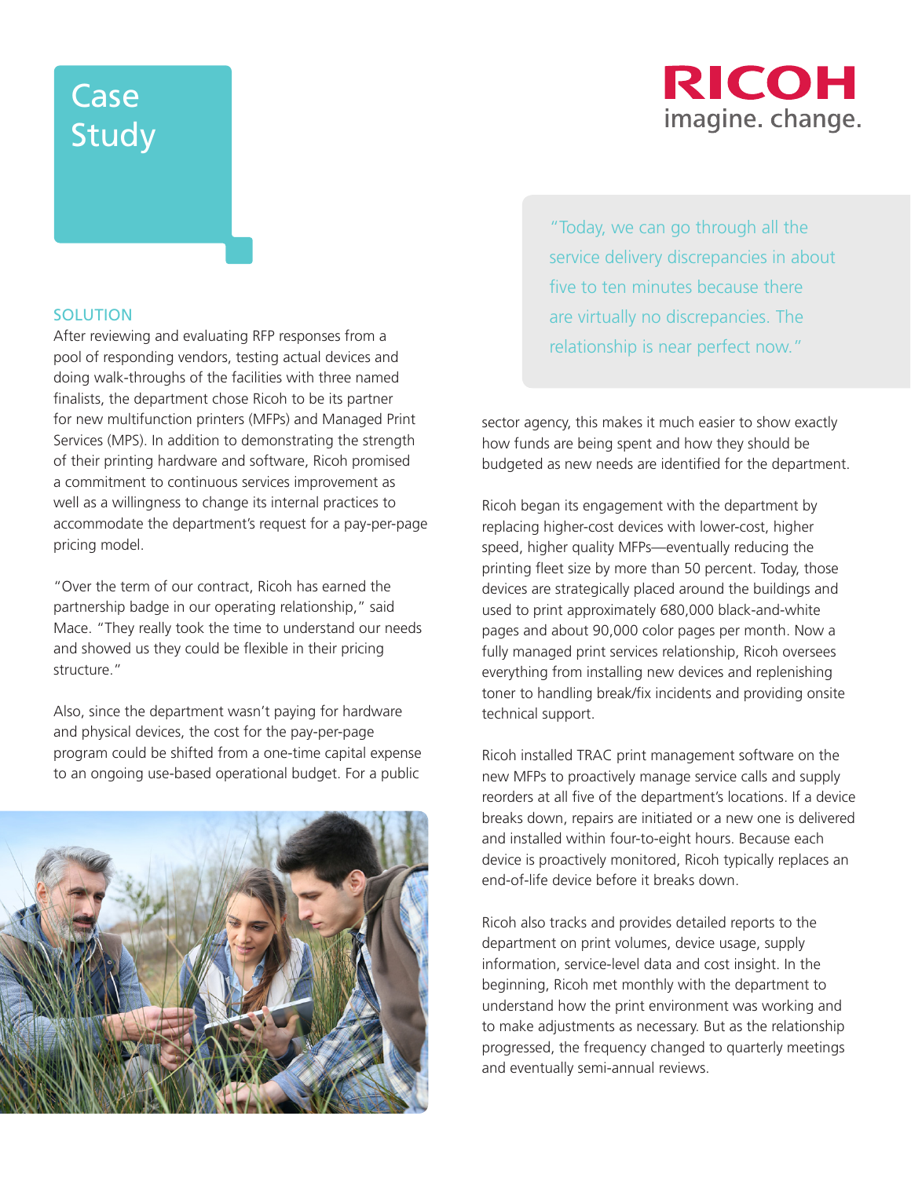Case Study

RICOH imagine. change.

## SOLUTION

After reviewing and evaluating RFP responses from a pool of responding vendors, testing actual devices and doing walk-throughs of the facilities with three named finalists, the department chose Ricoh to be its partner for new multifunction printers (MFPs) and Managed Print Services (MPS). In addition to demonstrating the strength of their printing hardware and software, Ricoh promised a commitment to continuous services improvement as well as a willingness to change its internal practices to accommodate the department's request for a pay-per-page pricing model.

"Over the term of our contract, Ricoh has earned the partnership badge in our operating relationship," said Mace. "They really took the time to understand our needs and showed us they could be flexible in their pricing structure."

Also, since the department wasn't paying for hardware and physical devices, the cost for the pay-per-page program could be shifted from a one-time capital expense to an ongoing use-based operational budget. For a public sector agency, this makes it much easier to show exactly how funds are being spent and how they should be budgeted as new needs are identified for the department.

> "Today, we can go through all the service delivery discrepancies in about five to ten minutes because there are virtually no discrepancies. The relationship is near perfect now."

Ricoh began its engagement with the department by replacing higher-cost devices with lower-cost, higher speed, higher quality MFPs—eventually reducing the printing fleet size by more than 50 percent. Today, those devices are strategically placed around the buildings and used to print approximately 680,000 black-and-white pages and about 90,000 color pages per month. Now a fully managed print services relationship, Ricoh oversees everything from installing new devices and replenishing toner to handling break/fix incidents and providing onsite technical support.

Ricoh installed TRAC print management software on the new MFPs to proactively manage service calls and supply reorders at all five of the department's locations. If a device breaks down, repairs are initiated or a new one is delivered and installed within four-to-eight hours. Because each device is proactively monitored, Ricoh typically replaces an end-of-life device before it breaks down.

Ricoh also tracks and provides detailed reports to the department on print volumes, device usage, supply information, service-level data and cost insight. In the beginning, Ricoh met monthly with the department to understand how the print environment was working and to make adjustments as necessary. But as the relationship progressed, the frequency changed to quarterly meetings and eventually semi-annual reviews.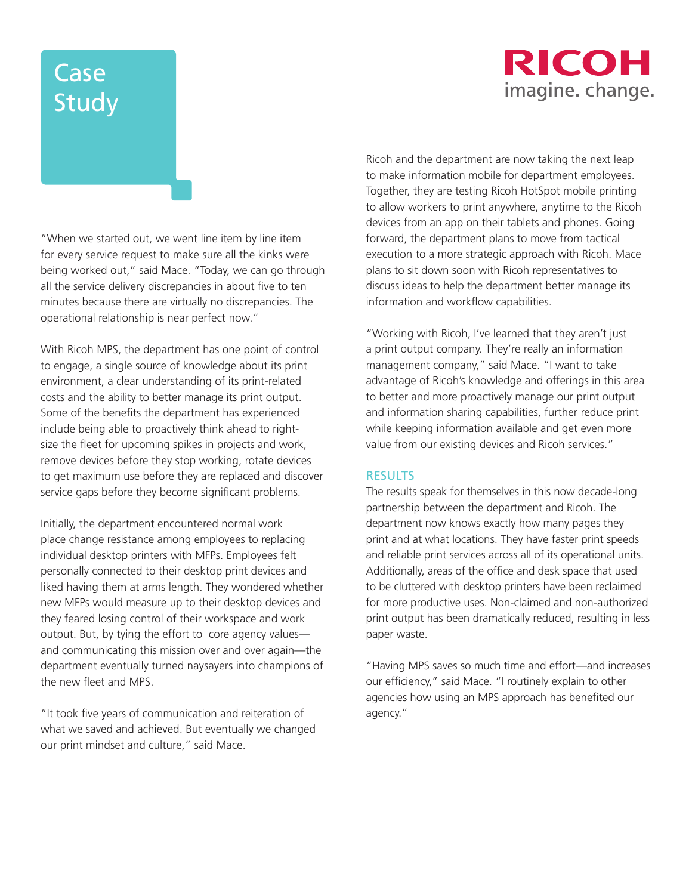"When we started out, we went line item by line item for every service request to make sure all the kinks were being worked out," said Mace. "Today, we can go through all the service delivery discrepancies in about five to ten minutes because there are virtually no discrepancies. The operational relationship is near perfect now."

With Ricoh MPS, the department has one point of control to engage, a single source of knowledge about its print environment, a clear understanding of its print-related costs and the ability to better manage its print output. Some of the benefits the department has experienced include being able to proactively think ahead to right-size the fleet for upcoming spikes in projects and work, remove devices before they stop working, rotate devices to get maximum use before they are replaced and discover service gaps before they become significant problems.

Initially, the department encountered normal work place change resistance among employees to replacing individual desktop printers with MFPs. Employees felt personally connected to their desktop print devices and liked having them at arms length. They wondered whether new MFPs would measure up to their desktop devices and they feared losing control of their workspace and work output. But, by tying the effort to core agency values—and communicating this mission over and over again—the department eventually turned naysayers into champions of the new fleet and MPS.

"It took five years of communication and reiteration of what we saved and achieved. But eventually we changed our print mindset and culture," said Mace.

Ricoh and the department are now taking the next leap to make information mobile for department employees. Together, they are testing Ricoh HotSpot mobile printing to allow workers to print anywhere, anytime to the Ricoh devices from an app on their tablets and phones. Going forward, the department plans to move from tactical execution to a more strategic approach with Ricoh. Mace plans to sit down soon with Ricoh representatives to discuss ideas to help the department better manage its information and workflow capabilities.

"Working with Ricoh, I've learned that they aren't just a print output company. They're really an information management company," said Mace. "I want to take advantage of Ricoh's knowledge and offerings in this area to better and more proactively manage our print output and information sharing capabilities, further reduce print while keeping information available and get even more value from our existing devices and Ricoh services."

## RESULTS

The results speak for themselves in this now decade-long partnership between the department and Ricoh. The department now knows exactly how many pages they print and at what locations. They have faster print speeds and reliable print services across all of its operational units. Additionally, areas of the office and desk space that used to be cluttered with desktop printers have been reclaimed for more productive uses. Non-claimed and non-authorized print output has been dramatically reduced, resulting in less paper waste.

"Having MPS saves so much time and effort—and increases our efficiency," said Mace. "I routinely explain to other agencies how using an MPS approach has benefited our agency."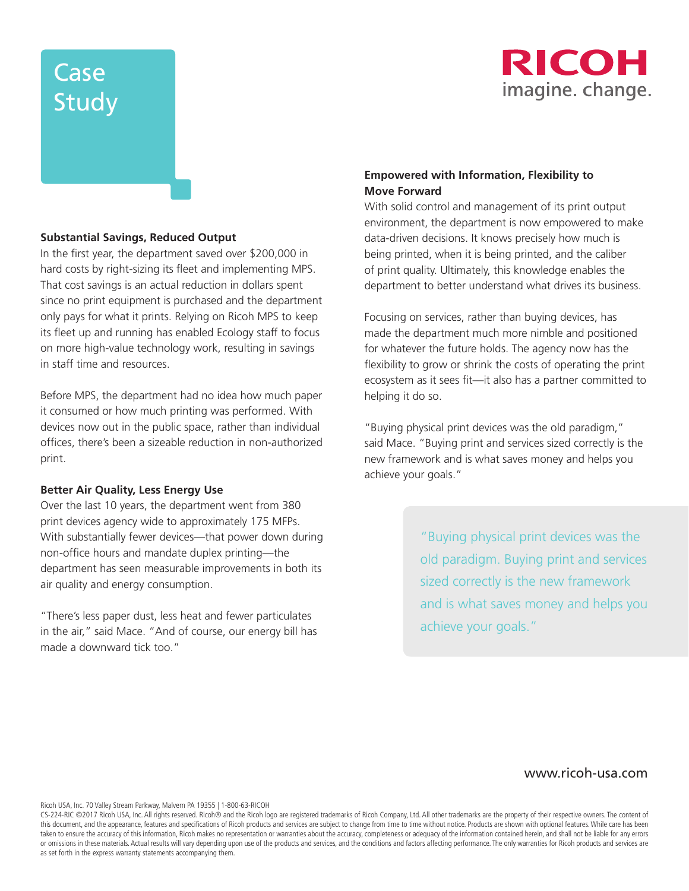# Case Study

**RICOH**
imagine. change.

### Substantial Savings, Reduced Output

In the first year, the department saved over $200,000 in hard costs by right-sizing its fleet and implementing MPS. That cost savings is an actual reduction in dollars spent since no print equipment is purchased and the department only pays for what it prints. Relying on Ricoh MPS to keep its fleet up and running has enabled Ecology staff to focus on more high-value technology work, resulting in savings in staff time and resources.

Before MPS, the department had no idea how much paper it consumed or how much printing was performed. With devices now out in the public space, rather than individual offices, there's been a sizeable reduction in non-authorized print.

### Better Air Quality, Less Energy Use

Over the last 10 years, the department went from 380 print devices agency wide to approximately 175 MFPs. With substantially fewer devices—that power down during non-office hours and mandate duplex printing—the department has seen measurable improvements in both its air quality and energy consumption.

"There's less paper dust, less heat and fewer particulates in the air," said Mace. "And of course, our energy bill has made a downward tick too."

### Empowered with Information, Flexibility to Move Forward

With solid control and management of its print output environment, the department is now empowered to make data-driven decisions. It knows precisely how much is being printed, when it is being printed, and the caliber of print quality. Ultimately, this knowledge enables the department to better understand what drives its business.

Focusing on services, rather than buying devices, has made the department much more nimble and positioned for whatever the future holds. The agency now has the flexibility to grow or shrink the costs of operating the print ecosystem as it sees fit—it also has a partner committed to helping it do so.

"Buying physical print devices was the old paradigm," said Mace. "Buying print and services sized correctly is the new framework and is what saves money and helps you achieve your goals."

> "Buying physical print devices was the old paradigm. Buying print and services sized correctly is the new framework and is what saves money and helps you achieve your goals."

www.ricoh-usa.com

Ricoh USA, Inc. 70 Valley Stream Parkway, Malvern PA 19355 | 1-800-63-RICOH
CS-224-RIC ©2017 Ricoh USA, Inc. All rights reserved. Ricoh® and the Ricoh logo are registered trademarks of Ricoh Company, Ltd. All other trademarks are the property of their respective owners. The content of this document, and the appearance, features and specifications of Ricoh products and services are subject to change from time to time without notice. Products are shown with optional features. While care has been taken to ensure the accuracy of this information, Ricoh makes no representation or warranties about the accuracy, completeness or adequacy of the information contained herein, and shall not be liable for any errors or omissions in these materials. Actual results will vary depending upon use of the products and services, and the conditions and factors affecting performance. The only warranties for Ricoh products and services are as set forth in the express warranty statements accompanying them.